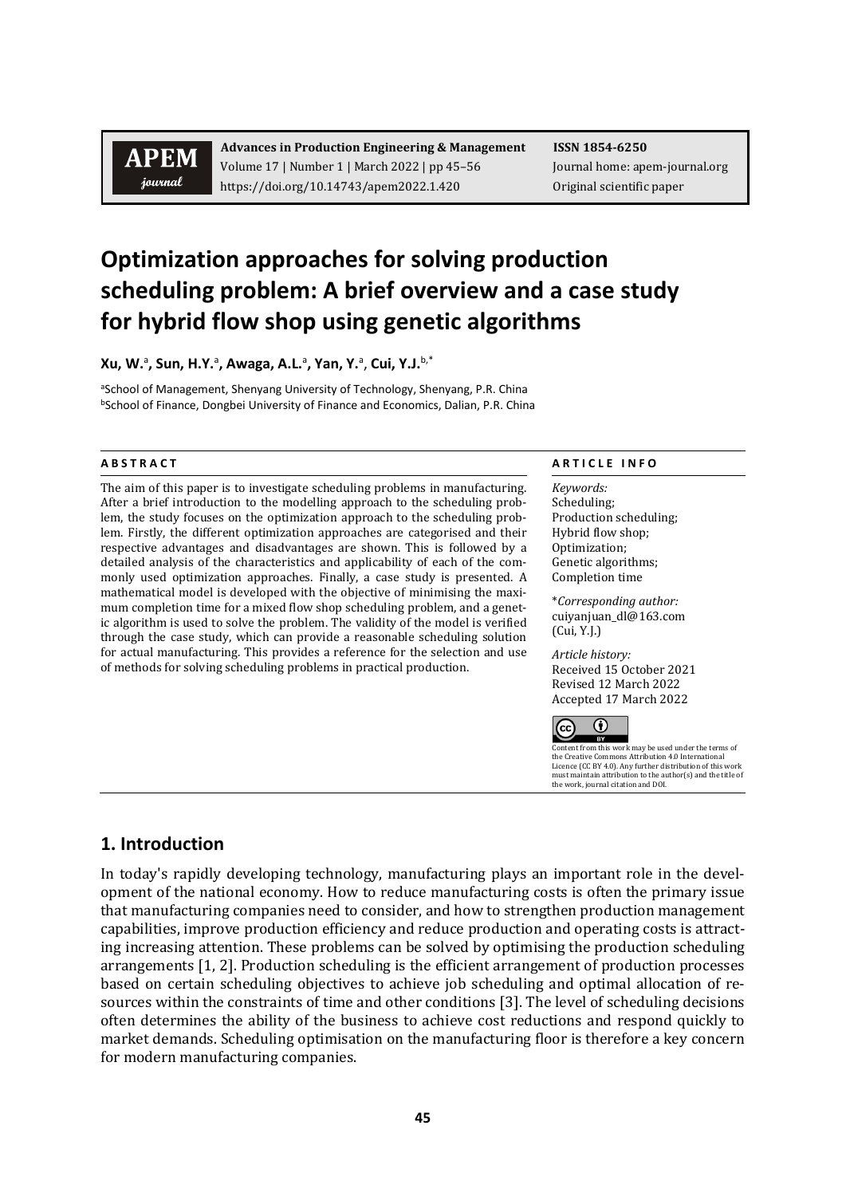# Optimization approaches for solving production scheduling problem: A brief overview and a case study for hybrid flow shop using genetic algorithms

**Xu, W.**[a]**, Sun, H.Y.**[a]**, Awaga, A.L.**[a]**, Yan, Y.**[a], **Cui, Y.J.**[b,*]

[a]School of Management, Shenyang University of Technology, Shenyang, P.R. China
[b]School of Finance, Dongbei University of Finance and Economics, Dalian, P.R. China

**A B S T R A C T**

The aim of this paper is to investigate scheduling problems in manufacturing. After a brief introduction to the modelling approach to the scheduling problem, the study focuses on the optimization approach to the scheduling problem. Firstly, the different optimization approaches are categorised and their respective advantages and disadvantages are shown. This is followed by a detailed analysis of the characteristics and applicability of each of the commonly used optimization approaches. Finally, a case study is presented. A mathematical model is developed with the objective of minimising the maximum completion time for a mixed flow shop scheduling problem, and a genetic algorithm is used to solve the problem. The validity of the model is verified through the case study, which can provide a reasonable scheduling solution for actual manufacturing. This provides a reference for the selection and use of methods for solving scheduling problems in practical production.

**A R T I C L E I N F O**

*Keywords:*
Scheduling;
Production scheduling;
Hybrid flow shop;
Optimization;
Genetic algorithms;
Completion time

\**Corresponding author:*
cuiyanjuan_dl@163.com
(Cui, Y.J.)

*Article history:*
Received 15 October 2021
Revised 12 March 2022
Accepted 17 March 2022

Content from this work may be used under the terms of the Creative Commons Attribution 4.0 International Licence (CC BY 4.0). Any further distribution of this work must maintain attribution to the author(s) and the title of the work, journal citation and DOI.

## 1. Introduction

In today's rapidly developing technology, manufacturing plays an important role in the development of the national economy. How to reduce manufacturing costs is often the primary issue that manufacturing companies need to consider, and how to strengthen production management capabilities, improve production efficiency and reduce production and operating costs is attracting increasing attention. These problems can be solved by optimising the production scheduling arrangements [1, 2]. Production scheduling is the efficient arrangement of production processes based on certain scheduling objectives to achieve job scheduling and optimal allocation of resources within the constraints of time and other conditions [3]. The level of scheduling decisions often determines the ability of the business to achieve cost reductions and respond quickly to market demands. Scheduling optimisation on the manufacturing floor is therefore a key concern for modern manufacturing companies.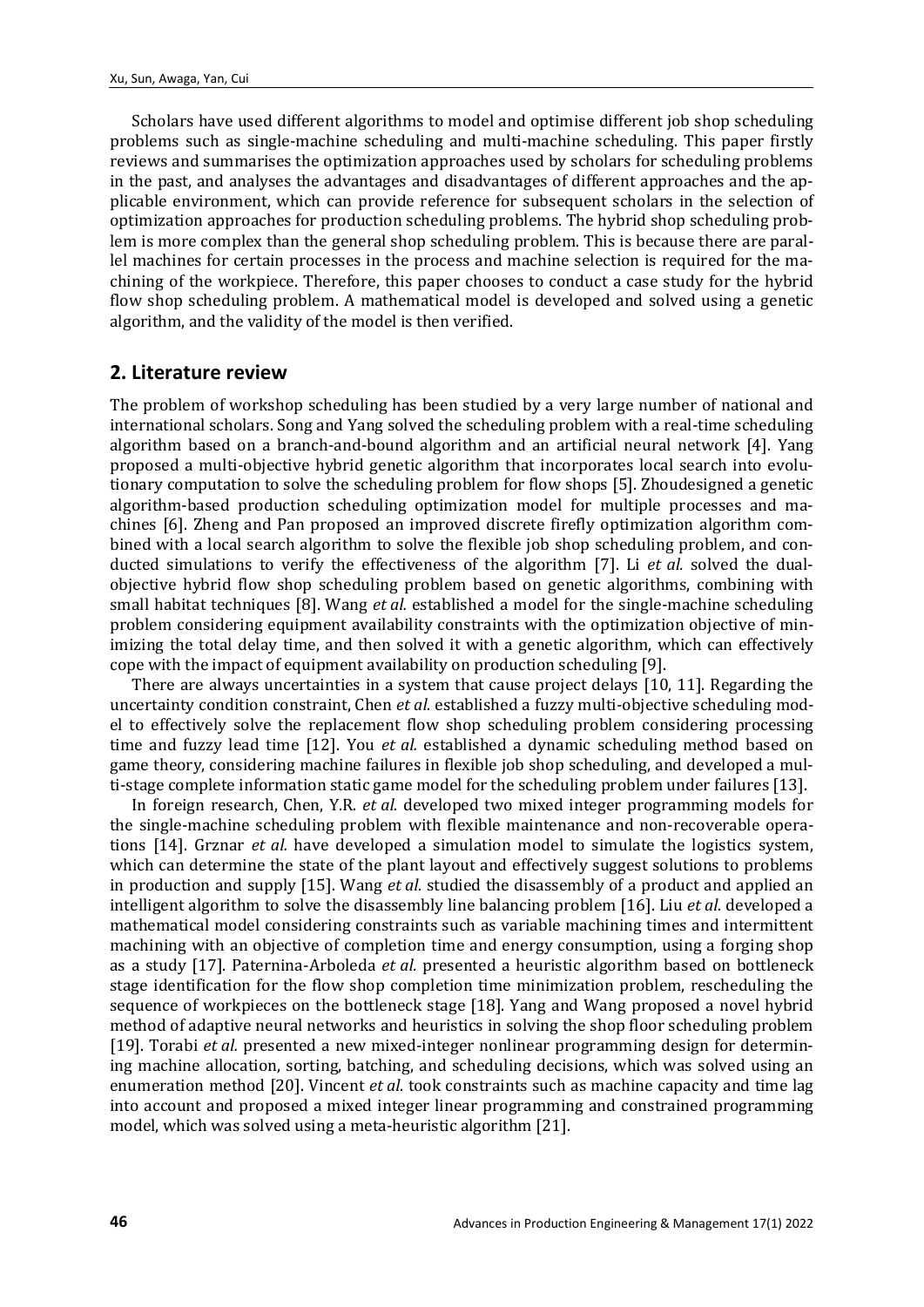Scholars have used different algorithms to model and optimise different job shop scheduling problems such as single-machine scheduling and multi-machine scheduling. This paper firstly reviews and summarises the optimization approaches used by scholars for scheduling problems in the past, and analyses the advantages and disadvantages of different approaches and the applicable environment, which can provide reference for subsequent scholars in the selection of optimization approaches for production scheduling problems. The hybrid shop scheduling problem is more complex than the general shop scheduling problem. This is because there are parallel machines for certain processes in the process and machine selection is required for the machining of the workpiece. Therefore, this paper chooses to conduct a case study for the hybrid flow shop scheduling problem. A mathematical model is developed and solved using a genetic algorithm, and the validity of the model is then verified.

## 2. Literature review

The problem of workshop scheduling has been studied by a very large number of national and international scholars. Song and Yang solved the scheduling problem with a real-time scheduling algorithm based on a branch-and-bound algorithm and an artificial neural network [4]. Yang proposed a multi-objective hybrid genetic algorithm that incorporates local search into evolutionary computation to solve the scheduling problem for flow shops [5]. Zhoudesigned a genetic algorithm-based production scheduling optimization model for multiple processes and machines [6]. Zheng and Pan proposed an improved discrete firefly optimization algorithm combined with a local search algorithm to solve the flexible job shop scheduling problem, and conducted simulations to verify the effectiveness of the algorithm [7]. Li *et al.* solved the dual-objective hybrid flow shop scheduling problem based on genetic algorithms, combining with small habitat techniques [8]. Wang *et al.* established a model for the single-machine scheduling problem considering equipment availability constraints with the optimization objective of minimizing the total delay time, and then solved it with a genetic algorithm, which can effectively cope with the impact of equipment availability on production scheduling [9].

There are always uncertainties in a system that cause project delays [10, 11]. Regarding the uncertainty condition constraint, Chen *et al.* established a fuzzy multi-objective scheduling model to effectively solve the replacement flow shop scheduling problem considering processing time and fuzzy lead time [12]. You *et al.* established a dynamic scheduling method based on game theory, considering machine failures in flexible job shop scheduling, and developed a multi-stage complete information static game model for the scheduling problem under failures [13].

In foreign research, Chen, Y.R. *et al.* developed two mixed integer programming models for the single-machine scheduling problem with flexible maintenance and non-recoverable operations [14]. Grznar *et al.* have developed a simulation model to simulate the logistics system, which can determine the state of the plant layout and effectively suggest solutions to problems in production and supply [15]. Wang *et al.* studied the disassembly of a product and applied an intelligent algorithm to solve the disassembly line balancing problem [16]. Liu *et al.* developed a mathematical model considering constraints such as variable machining times and intermittent machining with an objective of completion time and energy consumption, using a forging shop as a study [17]. Paternina-Arboleda *et al.* presented a heuristic algorithm based on bottleneck stage identification for the flow shop completion time minimization problem, rescheduling the sequence of workpieces on the bottleneck stage [18]. Yang and Wang proposed a novel hybrid method of adaptive neural networks and heuristics in solving the shop floor scheduling problem [19]. Torabi *et al.* presented a new mixed-integer nonlinear programming design for determining machine allocation, sorting, batching, and scheduling decisions, which was solved using an enumeration method [20]. Vincent *et al.* took constraints such as machine capacity and time lag into account and proposed a mixed integer linear programming and constrained programming model, which was solved using a meta-heuristic algorithm [21].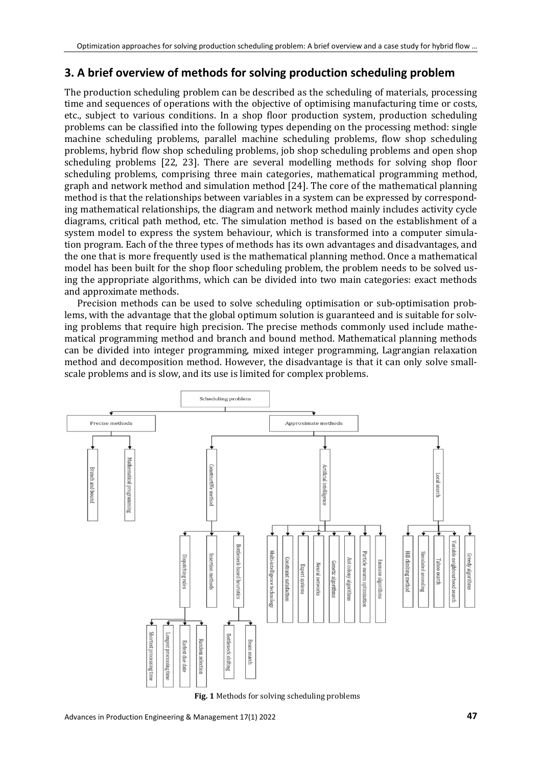## 3. A brief overview of methods for solving production scheduling problem

The production scheduling problem can be described as the scheduling of materials, processing time and sequences of operations with the objective of optimising manufacturing time or costs, etc., subject to various conditions. In a shop floor production system, production scheduling problems can be classified into the following types depending on the processing method: single machine scheduling problems, parallel machine scheduling problems, flow shop scheduling problems, hybrid flow shop scheduling problems, job shop scheduling problems and open shop scheduling problems [22, 23]. There are several modelling methods for solving shop floor scheduling problems, comprising three main categories, mathematical programming method, graph and network method and simulation method [24]. The core of the mathematical planning method is that the relationships between variables in a system can be expressed by corresponding mathematical relationships, the diagram and network method mainly includes activity cycle diagrams, critical path method, etc. The simulation method is based on the establishment of a system model to express the system behaviour, which is transformed into a computer simulation program. Each of the three types of methods has its own advantages and disadvantages, and the one that is more frequently used is the mathematical planning method. Once a mathematical model has been built for the shop floor scheduling problem, the problem needs to be solved using the appropriate algorithms, which can be divided into two main categories: exact methods and approximate methods.

Precision methods can be used to solve scheduling optimisation or sub-optimisation problems, with the advantage that the global optimum solution is guaranteed and is suitable for solving problems that require high precision. The precise methods commonly used include mathematical programming method and branch and bound method. Mathematical planning methods can be divided into integer programming, mixed integer programming, Lagrangian relaxation method and decomposition method. However, the disadvantage is that it can only solve small-scale problems and is slow, and its use is limited for complex problems.

**Fig. 1** Methods for solving scheduling problems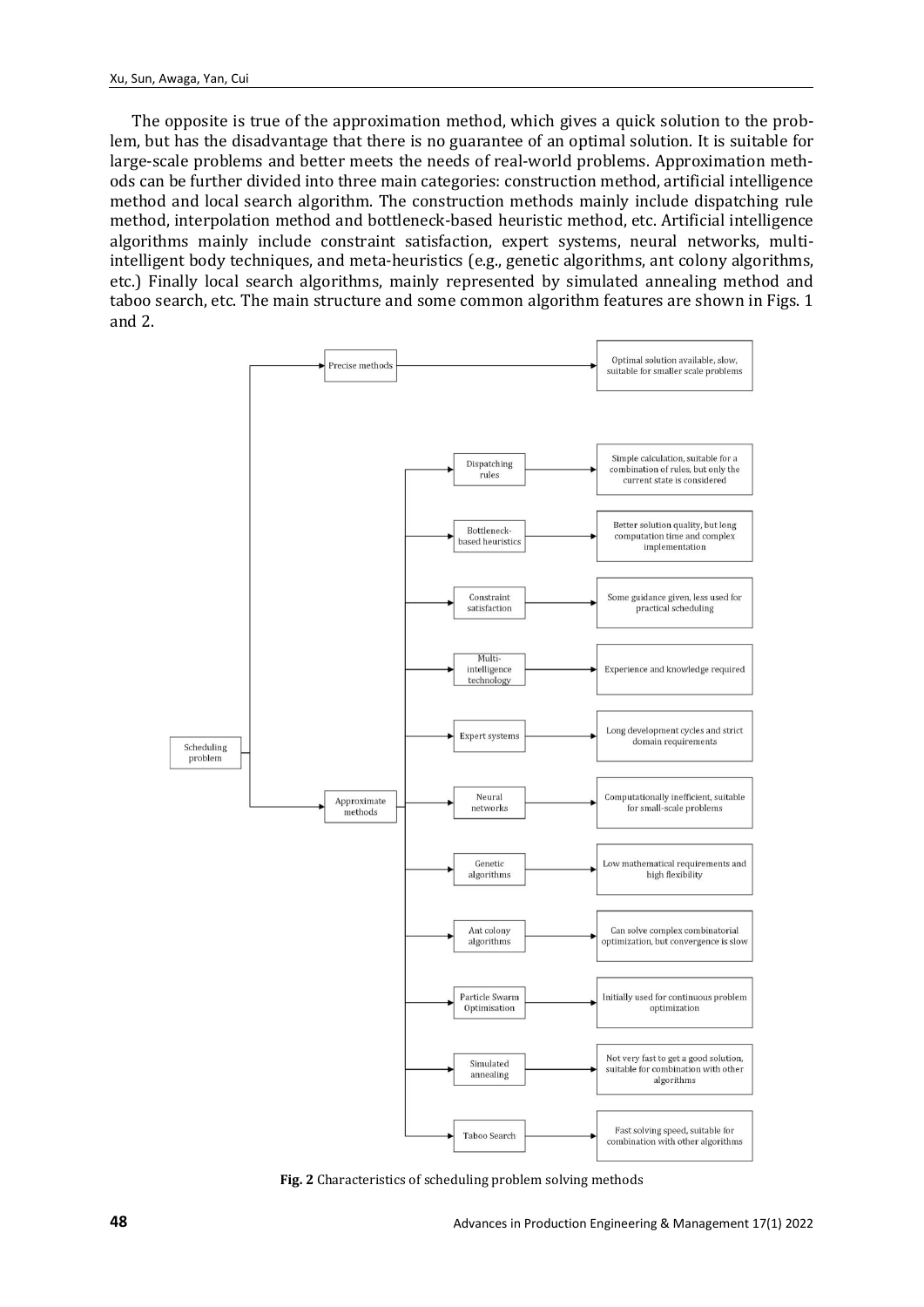The opposite is true of the approximation method, which gives a quick solution to the problem, but has the disadvantage that there is no guarantee of an optimal solution. It is suitable for large-scale problems and better meets the needs of real-world problems. Approximation methods can be further divided into three main categories: construction method, artificial intelligence method and local search algorithm. The construction methods mainly include dispatching rule method, interpolation method and bottleneck-based heuristic method, etc. Artificial intelligence algorithms mainly include constraint satisfaction, expert systems, neural networks, multi-intelligent body techniques, and meta-heuristics (e.g., genetic algorithms, ant colony algorithms, etc.) Finally local search algorithms, mainly represented by simulated annealing method and taboo search, etc. The main structure and some common algorithm features are shown in Figs. 1 and 2.

- Scheduling problem
  - Precise methods → Optimal solution available, slow, suitable for smaller scale problems
  - Approximate methods
    - Dispatching rules → Simple calculation, suitable for a combination of rules, but only the current state is considered
    - Bottleneck-based heuristics → Better solution quality, but long computation time and complex implementation
    - Constraint satisfaction → Some guidance given, less used for practical scheduling
    - Multi-intelligence technology → Experience and knowledge required
    - Expert systems → Long development cycles and strict domain requirements
    - Neural networks → Computationally inefficient, suitable for small-scale problems
    - Genetic algorithms → Low mathematical requirements and high flexibility
    - Ant colony algorithms → Can solve complex combinatorial optimization, but convergence is slow
    - Particle Swarm Optimisation → Initially used for continuous problem optimization
    - Simulated annealing → Not very fast to get a good solution, suitable for combination with other algorithms
    - Taboo Search → Fast solving speed, suitable for combination with other algorithms

**Fig. 2** Characteristics of scheduling problem solving methods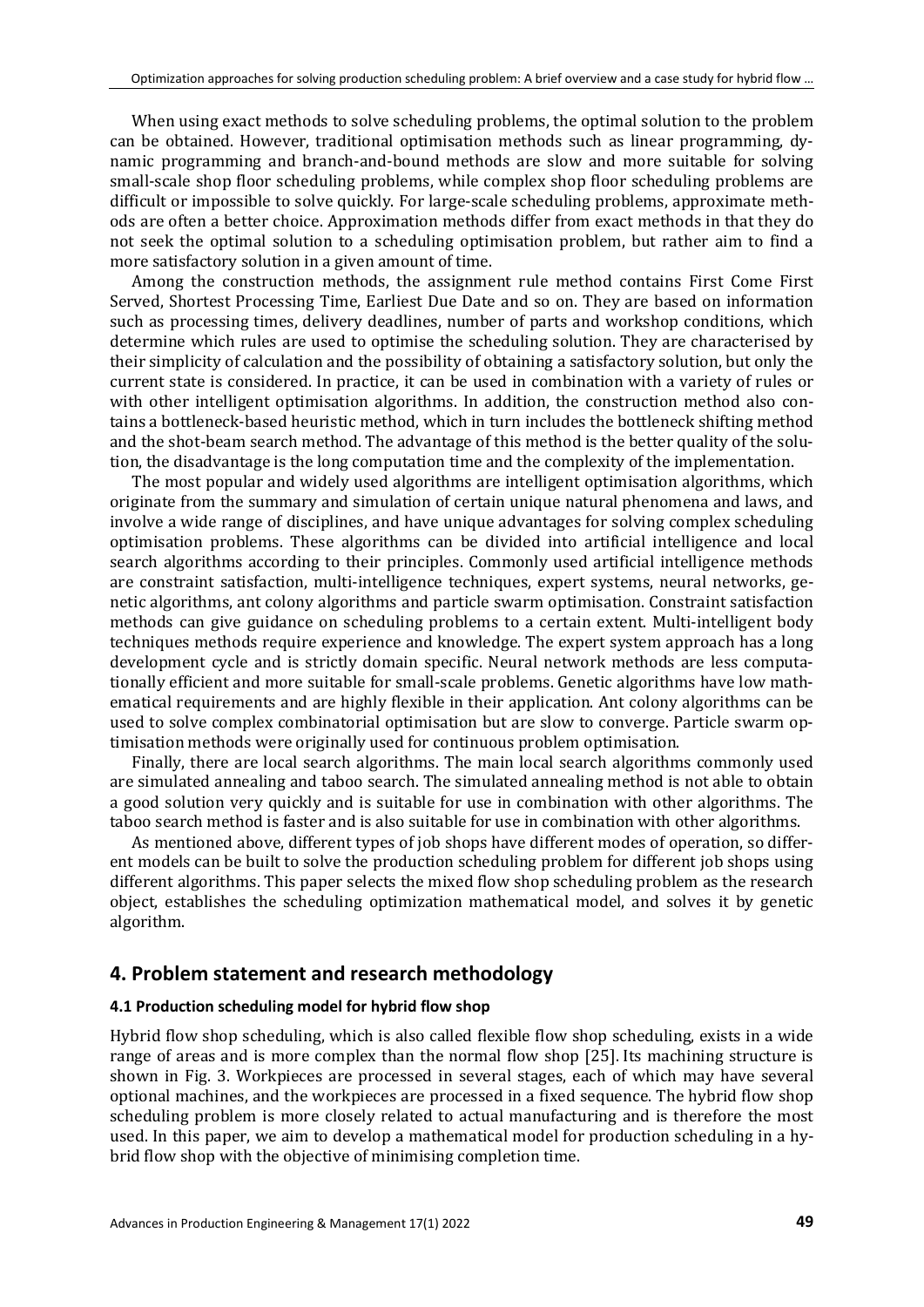When using exact methods to solve scheduling problems, the optimal solution to the problem can be obtained. However, traditional optimisation methods such as linear programming, dynamic programming and branch-and-bound methods are slow and more suitable for solving small-scale shop floor scheduling problems, while complex shop floor scheduling problems are difficult or impossible to solve quickly. For large-scale scheduling problems, approximate methods are often a better choice. Approximation methods differ from exact methods in that they do not seek the optimal solution to a scheduling optimisation problem, but rather aim to find a more satisfactory solution in a given amount of time.

Among the construction methods, the assignment rule method contains First Come First Served, Shortest Processing Time, Earliest Due Date and so on. They are based on information such as processing times, delivery deadlines, number of parts and workshop conditions, which determine which rules are used to optimise the scheduling solution. They are characterised by their simplicity of calculation and the possibility of obtaining a satisfactory solution, but only the current state is considered. In practice, it can be used in combination with a variety of rules or with other intelligent optimisation algorithms. In addition, the construction method also contains a bottleneck-based heuristic method, which in turn includes the bottleneck shifting method and the shot-beam search method. The advantage of this method is the better quality of the solution, the disadvantage is the long computation time and the complexity of the implementation.

The most popular and widely used algorithms are intelligent optimisation algorithms, which originate from the summary and simulation of certain unique natural phenomena and laws, and involve a wide range of disciplines, and have unique advantages for solving complex scheduling optimisation problems. These algorithms can be divided into artificial intelligence and local search algorithms according to their principles. Commonly used artificial intelligence methods are constraint satisfaction, multi-intelligence techniques, expert systems, neural networks, genetic algorithms, ant colony algorithms and particle swarm optimisation. Constraint satisfaction methods can give guidance on scheduling problems to a certain extent. Multi-intelligent body techniques methods require experience and knowledge. The expert system approach has a long development cycle and is strictly domain specific. Neural network methods are less computationally efficient and more suitable for small-scale problems. Genetic algorithms have low mathematical requirements and are highly flexible in their application. Ant colony algorithms can be used to solve complex combinatorial optimisation but are slow to converge. Particle swarm optimisation methods were originally used for continuous problem optimisation.

Finally, there are local search algorithms. The main local search algorithms commonly used are simulated annealing and taboo search. The simulated annealing method is not able to obtain a good solution very quickly and is suitable for use in combination with other algorithms. The taboo search method is faster and is also suitable for use in combination with other algorithms.

As mentioned above, different types of job shops have different modes of operation, so different models can be built to solve the production scheduling problem for different job shops using different algorithms. This paper selects the mixed flow shop scheduling problem as the research object, establishes the scheduling optimization mathematical model, and solves it by genetic algorithm.

## 4. Problem statement and research methodology

### 4.1 Production scheduling model for hybrid flow shop

Hybrid flow shop scheduling, which is also called flexible flow shop scheduling, exists in a wide range of areas and is more complex than the normal flow shop [25]. Its machining structure is shown in Fig. 3. Workpieces are processed in several stages, each of which may have several optional machines, and the workpieces are processed in a fixed sequence. The hybrid flow shop scheduling problem is more closely related to actual manufacturing and is therefore the most used. In this paper, we aim to develop a mathematical model for production scheduling in a hybrid flow shop with the objective of minimising completion time.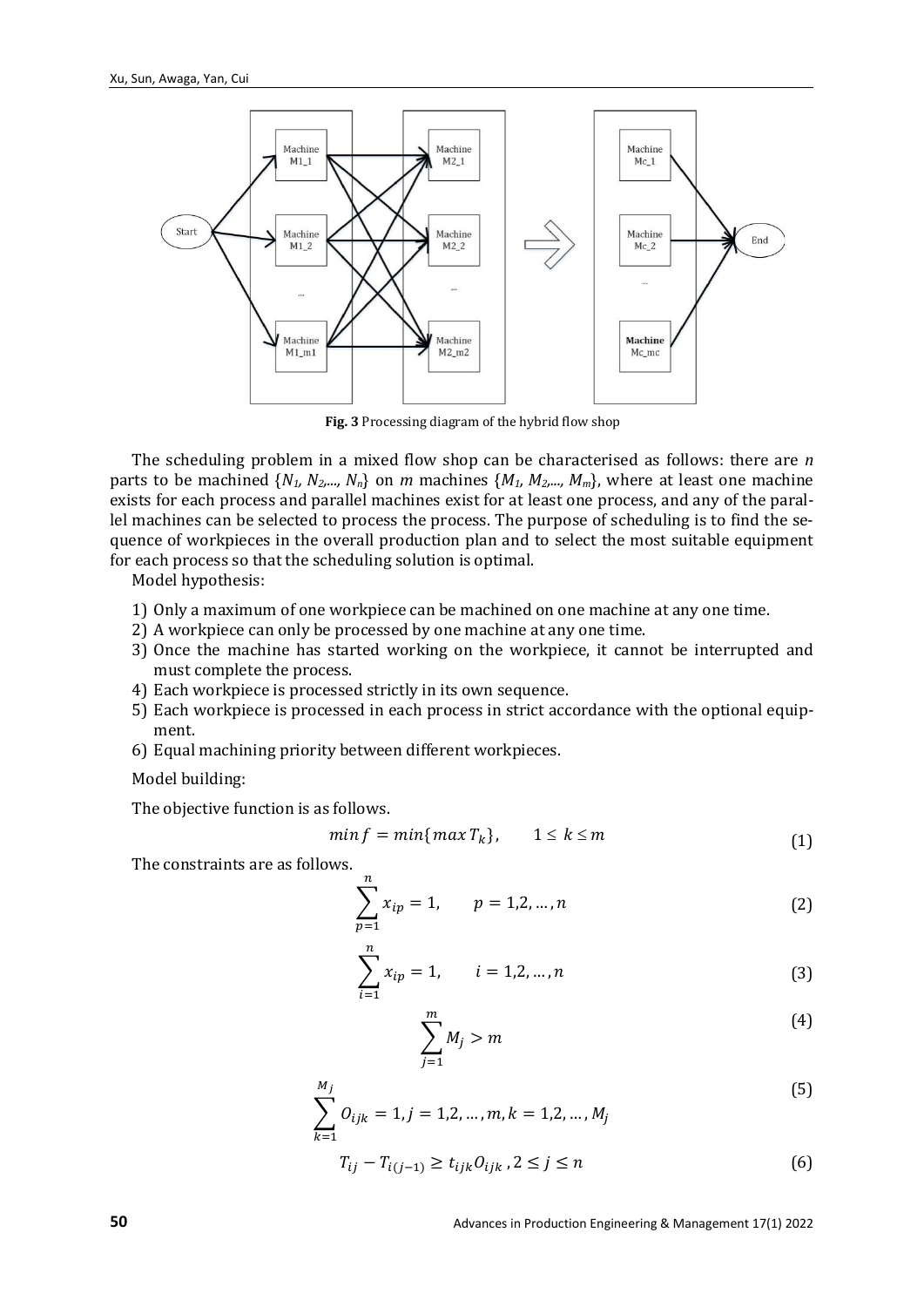**Fig. 3** Processing diagram of the hybrid flow shop

The scheduling problem in a mixed flow shop can be characterised as follows: there are $n$ parts to be machined $\{N_1, N_2,..., N_n\}$ on $m$ machines $\{M_1, M_2,..., M_m\}$, where at least one machine exists for each process and parallel machines exist for at least one process, and any of the parallel machines can be selected to process the process. The purpose of scheduling is to find the sequence of workpieces in the overall production plan and to select the most suitable equipment for each process so that the scheduling solution is optimal.

Model hypothesis:

1) Only a maximum of one workpiece can be machined on one machine at any one time.
2) A workpiece can only be processed by one machine at any one time.
3) Once the machine has started working on the workpiece, it cannot be interrupted and must complete the process.
4) Each workpiece is processed strictly in its own sequence.
5) Each workpiece is processed in each process in strict accordance with the optional equipment.
6) Equal machining priority between different workpieces.

Model building:

The objective function is as follows.

$$min\, f = min\{max\, T_k\}, \qquad 1 \leq k \leq m \tag{1}$$

The constraints are as follows.

$$\sum_{p=1}^{n} x_{ip} = 1, \qquad p = 1,2,\ldots,n \tag{2}$$

$$\sum_{i=1}^{n} x_{ip} = 1, \qquad i = 1,2,\ldots,n \tag{3}$$

$$\sum_{j=1}^{m} M_j > m \tag{4}$$

$$\sum_{k=1}^{M_j} O_{ijk} = 1, j = 1,2,\ldots,m, k = 1,2,\ldots,M_j \tag{5}$$

$$T_{ij} - T_{i(j-1)} \geq t_{ijk} O_{ijk}\,, 2 \leq j \leq n \tag{6}$$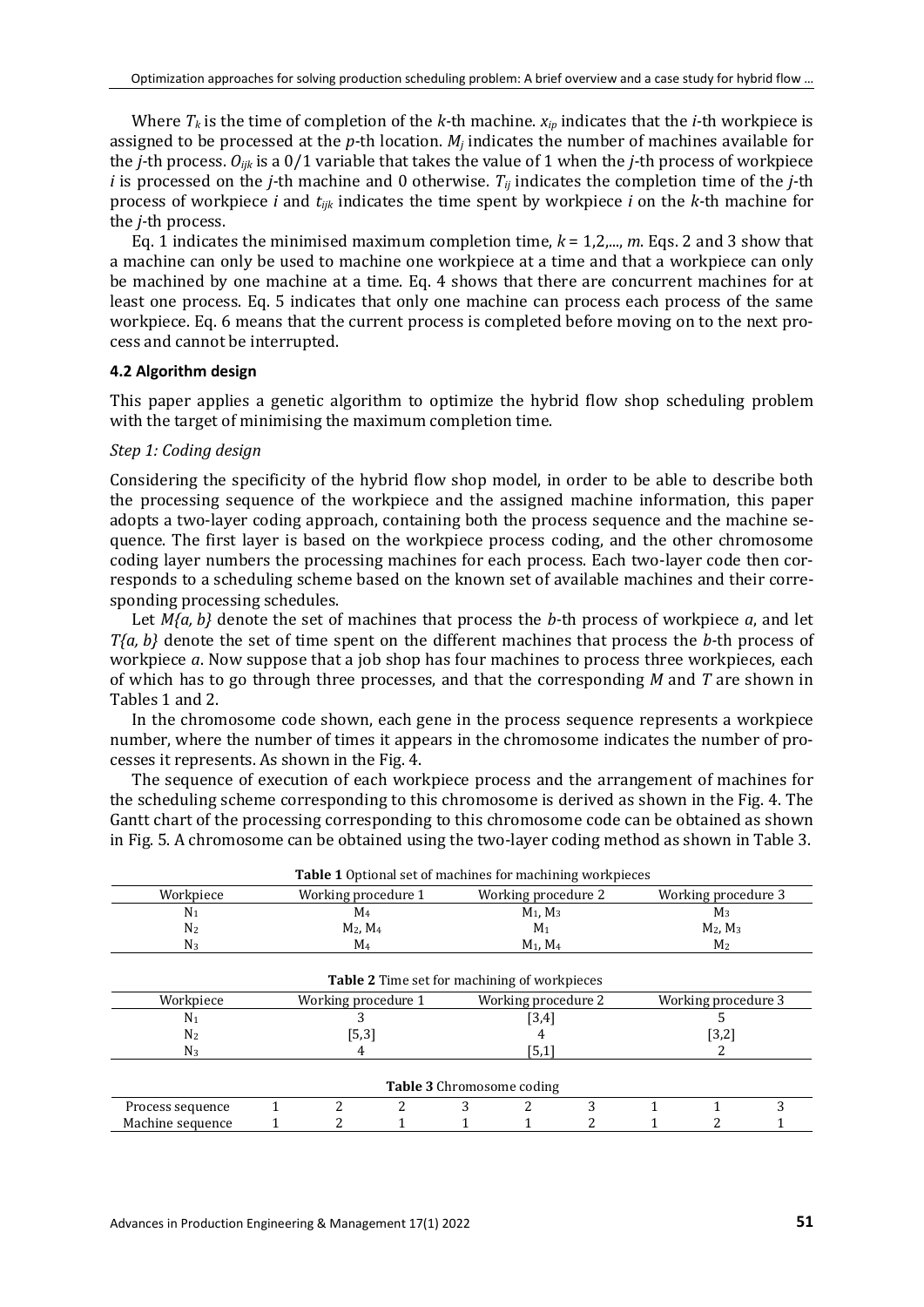Where $T_k$ is the time of completion of the $k$-th machine. $x_{ip}$ indicates that the $i$-th workpiece is assigned to be processed at the $p$-th location. $M_j$ indicates the number of machines available for the $j$-th process. $O_{ijk}$ is a 0/1 variable that takes the value of 1 when the $j$-th process of workpiece $i$ is processed on the $j$-th machine and 0 otherwise. $T_{ij}$ indicates the completion time of the $j$-th process of workpiece $i$ and $t_{ijk}$ indicates the time spent by workpiece $i$ on the $k$-th machine for the $j$-th process.

Eq. 1 indicates the minimised maximum completion time, $k = 1,2,..., m$. Eqs. 2 and 3 show that a machine can only be used to machine one workpiece at a time and that a workpiece can only be machined by one machine at a time. Eq. 4 shows that there are concurrent machines for at least one process. Eq. 5 indicates that only one machine can process each process of the same workpiece. Eq. 6 means that the current process is completed before moving on to the next process and cannot be interrupted.

### 4.2 Algorithm design

This paper applies a genetic algorithm to optimize the hybrid flow shop scheduling problem with the target of minimising the maximum completion time.

*Step 1: Coding design*

Considering the specificity of the hybrid flow shop model, in order to be able to describe both the processing sequence of the workpiece and the assigned machine information, this paper adopts a two-layer coding approach, containing both the process sequence and the machine sequence. The first layer is based on the workpiece process coding, and the other chromosome coding layer numbers the processing machines for each process. Each two-layer code then corresponds to a scheduling scheme based on the known set of available machines and their corresponding processing schedules.

Let $M\{a, b\}$ denote the set of machines that process the $b$-th process of workpiece $a$, and let $T\{a, b\}$ denote the set of time spent on the different machines that process the $b$-th process of workpiece $a$. Now suppose that a job shop has four machines to process three workpieces, each of which has to go through three processes, and that the corresponding $M$ and $T$ are shown in Tables 1 and 2.

In the chromosome code shown, each gene in the process sequence represents a workpiece number, where the number of times it appears in the chromosome indicates the number of processes it represents. As shown in the Fig. 4.

The sequence of execution of each workpiece process and the arrangement of machines for the scheduling scheme corresponding to this chromosome is derived as shown in the Fig. 4. The Gantt chart of the processing corresponding to this chromosome code can be obtained as shown in Fig. 5. A chromosome can be obtained using the two-layer coding method as shown in Table 3.

**Table 1** Optional set of machines for machining workpieces

| Workpiece | Working procedure 1 | Working procedure 2 | Working procedure 3 |
|---|---|---|---|
| $N_1$ | $M_4$ | $M_1$, $M_3$ | $M_3$ |
| $N_2$ | $M_2$, $M_4$ | $M_1$ | $M_2$, $M_3$ |
| $N_3$ | $M_4$ | $M_1$, $M_4$ | $M_2$ |

**Table 2** Time set for machining of workpieces

| Workpiece | Working procedure 1 | Working procedure 2 | Working procedure 3 |
|---|---|---|---|
| $N_1$ | 3 | [3,4] | 5 |
| $N_2$ | [5,3] | 4 | [3,2] |
| $N_3$ | 4 | [5,1] | 2 |

**Table 3** Chromosome coding

| Process sequence | 1 | 2 | 2 | 3 | 2 | 3 | 1 | 1 | 3 |
|---|---|---|---|---|---|---|---|---|---|
| Machine sequence | 1 | 2 | 1 | 1 | 1 | 2 | 1 | 2 | 1 |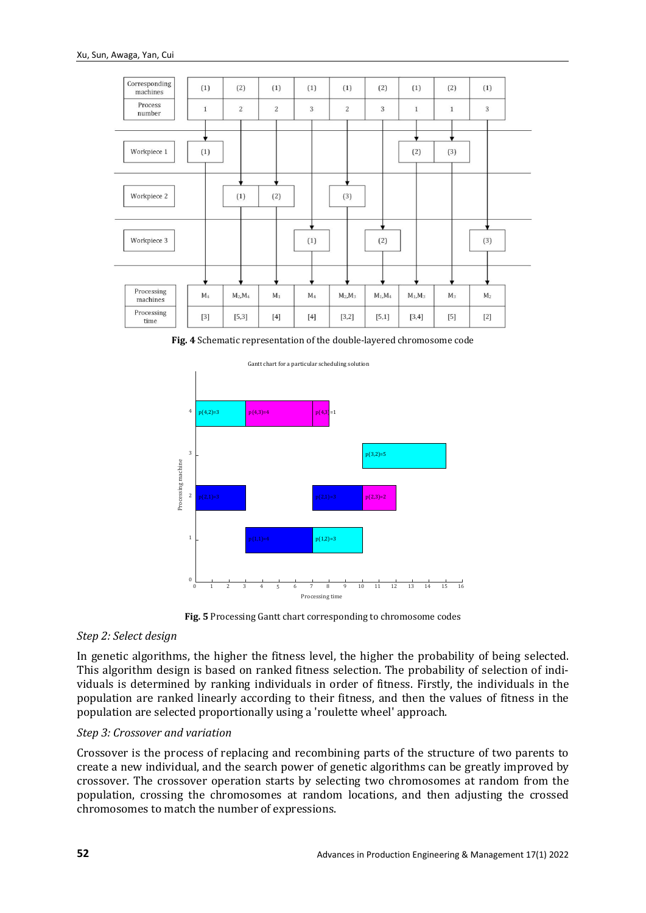| Corresponding machines | (1) | (2) | (1) | (1) | (1) | (2) | (1) | (2) | (1) |
|---|---|---|---|---|---|---|---|---|---|
| Process number | 1 | 2 | 2 | 3 | 2 | 3 | 1 | 1 | 3 |
| Workpiece 1 | (1) | | | | | | (2) | (3) | |
| Workpiece 2 | | (1) | (2) | | (3) | | | | |
| Workpiece 3 | | | | (1) | | (2) | | | (3) |
| Processing machines | $M_4$ | $M_2,M_4$ | $M_1$ | $M_4$ | $M_2,M_3$ | $M_1,M_4$ | $M_1,M_3$ | $M_3$ | $M_2$ |
| Processing time | [3] | [5,3] | [4] | [4] | [3,2] | [5,1] | [3,4] | [5] | [2] |

**Fig. 4** Schematic representation of the double-layered chromosome code

**Fig. 5** Processing Gantt chart corresponding to chromosome codes

*Step 2: Select design*

In genetic algorithms, the higher the fitness level, the higher the probability of being selected. This algorithm design is based on ranked fitness selection. The probability of selection of individuals is determined by ranking individuals in order of fitness. Firstly, the individuals in the population are ranked linearly according to their fitness, and then the values of fitness in the population are selected proportionally using a 'roulette wheel' approach.

*Step 3: Crossover and variation*

Crossover is the process of replacing and recombining parts of the structure of two parents to create a new individual, and the search power of genetic algorithms can be greatly improved by crossover. The crossover operation starts by selecting two chromosomes at random from the population, crossing the chromosomes at random locations, and then adjusting the crossed chromosomes to match the number of expressions.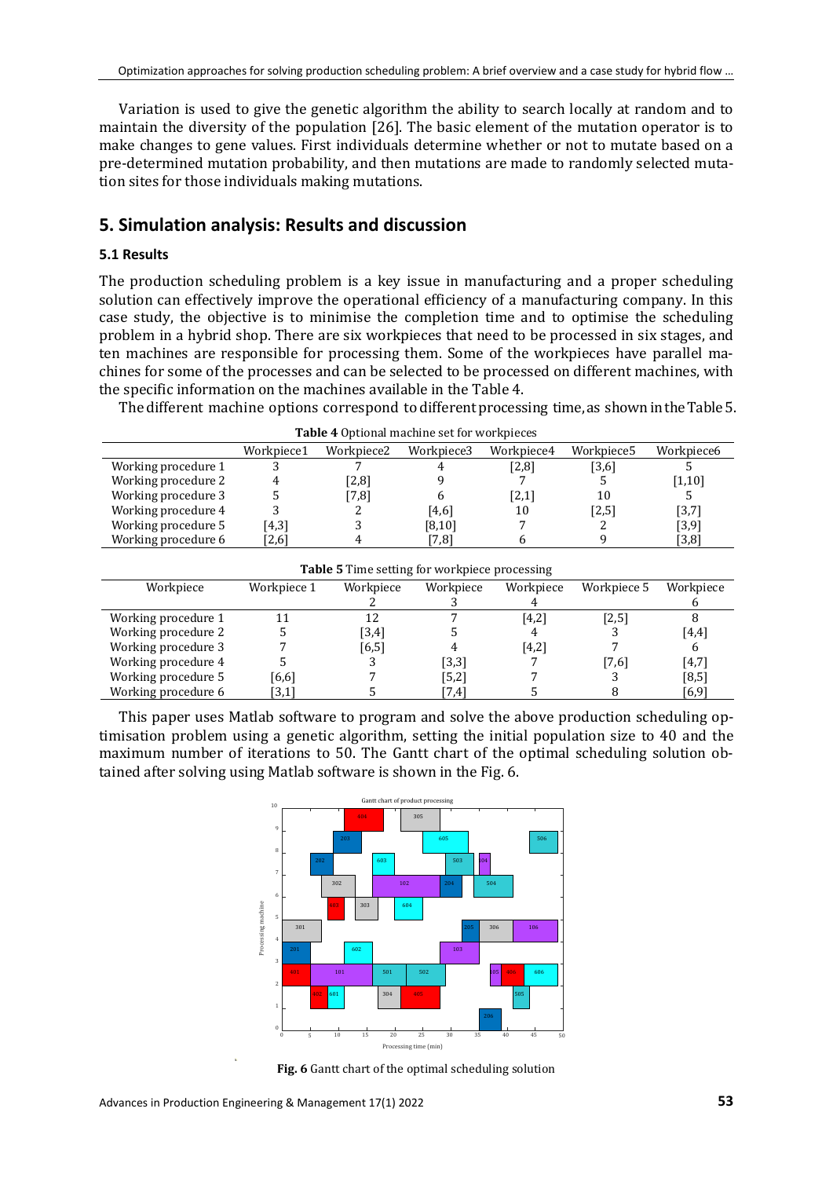Variation is used to give the genetic algorithm the ability to search locally at random and to maintain the diversity of the population [26]. The basic element of the mutation operator is to make changes to gene values. First individuals determine whether or not to mutate based on a pre-determined mutation probability, and then mutations are made to randomly selected mutation sites for those individuals making mutations.

## 5. Simulation analysis: Results and discussion

### 5.1 Results

The production scheduling problem is a key issue in manufacturing and a proper scheduling solution can effectively improve the operational efficiency of a manufacturing company. In this case study, the objective is to minimise the completion time and to optimise the scheduling problem in a hybrid shop. There are six workpieces that need to be processed in six stages, and ten machines are responsible for processing them. Some of the workpieces have parallel machines for some of the processes and can be selected to be processed on different machines, with the specific information on the machines available in the Table 4.

The different machine options correspond to different processing time, as shown in the Table 5.

**Table 4** Optional machine set for workpieces

| | Workpiece1 | Workpiece2 | Workpiece3 | Workpiece4 | Workpiece5 | Workpiece6 |
|---|---|---|---|---|---|---|
| Working procedure 1 | 3 | 7 | 4 | [2,8] | [3,6] | 5 |
| Working procedure 2 | 4 | [2,8] | 9 | 7 | 5 | [1,10] |
| Working procedure 3 | 5 | [7,8] | 6 | [2,1] | 10 | 5 |
| Working procedure 4 | 3 | 2 | [4,6] | 10 | [2,5] | [3,7] |
| Working procedure 5 | [4,3] | 3 | [8,10] | 7 | 2 | [3,9] |
| Working procedure 6 | [2,6] | 4 | [7,8] | 6 | 9 | [3,8] |

**Table 5** Time setting for workpiece processing

| Workpiece | Workpiece 1 | Workpiece 2 | Workpiece 3 | Workpiece 4 | Workpiece 5 | Workpiece 6 |
|---|---|---|---|---|---|---|
| Working procedure 1 | 11 | 12 | 7 | [4,2] | [2,5] | 8 |
| Working procedure 2 | 5 | [3,4] | 5 | 4 | 3 | [4,4] |
| Working procedure 3 | 7 | [6,5] | 4 | [4,2] | 7 | 6 |
| Working procedure 4 | 5 | 3 | [3,3] | 7 | [7,6] | [4,7] |
| Working procedure 5 | [6,6] | 7 | [5,2] | 7 | 3 | [8,5] |
| Working procedure 6 | [3,1] | 5 | [7,4] | 5 | 8 | [6,9] |

This paper uses Matlab software to program and solve the above production scheduling optimisation problem using a genetic algorithm, setting the initial population size to 40 and the maximum number of iterations to 50. The Gantt chart of the optimal scheduling solution obtained after solving using Matlab software is shown in the Fig. 6.

**Fig. 6** Gantt chart of the optimal scheduling solution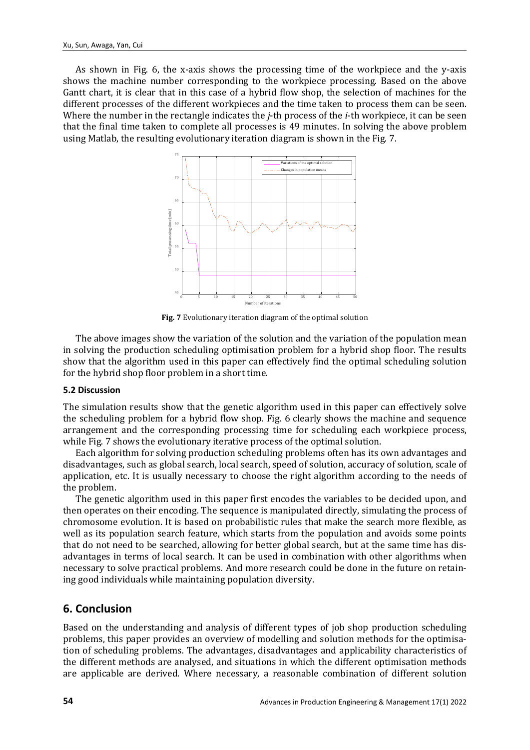As shown in Fig. 6, the x-axis shows the processing time of the workpiece and the y-axis shows the machine number corresponding to the workpiece processing. Based on the above Gantt chart, it is clear that in this case of a hybrid flow shop, the selection of machines for the different processes of the different workpieces and the time taken to process them can be seen. Where the number in the rectangle indicates the *j*-th process of the *i*-th workpiece, it can be seen that the final time taken to complete all processes is 49 minutes. In solving the above problem using Matlab, the resulting evolutionary iteration diagram is shown in the Fig. 7.

**Fig. 7** Evolutionary iteration diagram of the optimal solution

The above images show the variation of the solution and the variation of the population mean in solving the production scheduling optimisation problem for a hybrid shop floor. The results show that the algorithm used in this paper can effectively find the optimal scheduling solution for the hybrid shop floor problem in a short time.

### 5.2 Discussion

The simulation results show that the genetic algorithm used in this paper can effectively solve the scheduling problem for a hybrid flow shop. Fig. 6 clearly shows the machine and sequence arrangement and the corresponding processing time for scheduling each workpiece process, while Fig. 7 shows the evolutionary iterative process of the optimal solution.

Each algorithm for solving production scheduling problems often has its own advantages and disadvantages, such as global search, local search, speed of solution, accuracy of solution, scale of application, etc. It is usually necessary to choose the right algorithm according to the needs of the problem.

The genetic algorithm used in this paper first encodes the variables to be decided upon, and then operates on their encoding. The sequence is manipulated directly, simulating the process of chromosome evolution. It is based on probabilistic rules that make the search more flexible, as well as its population search feature, which starts from the population and avoids some points that do not need to be searched, allowing for better global search, but at the same time has disadvantages in terms of local search. It can be used in combination with other algorithms when necessary to solve practical problems. And more research could be done in the future on retaining good individuals while maintaining population diversity.

## 6. Conclusion

Based on the understanding and analysis of different types of job shop production scheduling problems, this paper provides an overview of modelling and solution methods for the optimisation of scheduling problems. The advantages, disadvantages and applicability characteristics of the different methods are analysed, and situations in which the different optimisation methods are applicable are derived. Where necessary, a reasonable combination of different solution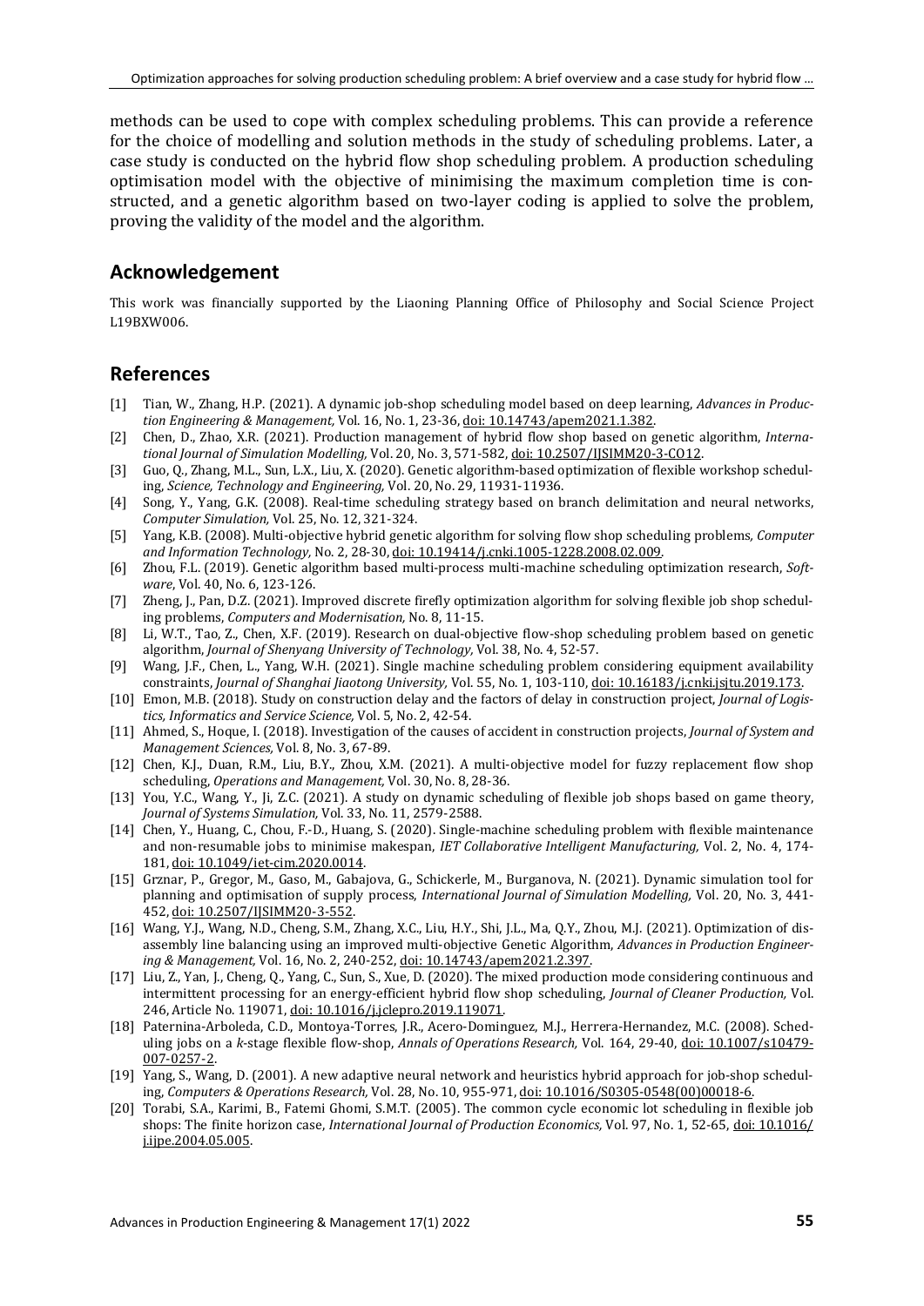methods can be used to cope with complex scheduling problems. This can provide a reference for the choice of modelling and solution methods in the study of scheduling problems. Later, a case study is conducted on the hybrid flow shop scheduling problem. A production scheduling optimisation model with the objective of minimising the maximum completion time is constructed, and a genetic algorithm based on two-layer coding is applied to solve the problem, proving the validity of the model and the algorithm.

## Acknowledgement

This work was financially supported by the Liaoning Planning Office of Philosophy and Social Science Project L19BXW006.

## References

[1] Tian, W., Zhang, H.P. (2021). A dynamic job-shop scheduling model based on deep learning, *Advances in Production Engineering & Management,* Vol. 16, No. 1, 23-36, doi: 10.14743/apem2021.1.382.

[2] Chen, D., Zhao, X.R. (2021). Production management of hybrid flow shop based on genetic algorithm, *International Journal of Simulation Modelling,* Vol. 20, No. 3, 571-582, doi: 10.2507/IJSIMM20-3-CO12.

[3] Guo, Q., Zhang, M.L., Sun, L.X., Liu, X. (2020). Genetic algorithm-based optimization of flexible workshop scheduling, *Science, Technology and Engineering,* Vol. 20, No. 29, 11931-11936.

[4] Song, Y., Yang, G.K. (2008). Real-time scheduling strategy based on branch delimitation and neural networks, *Computer Simulation,* Vol. 25, No. 12, 321-324.

[5] Yang, K.B. (2008). Multi-objective hybrid genetic algorithm for solving flow shop scheduling problems, *Computer and Information Technology,* No. 2, 28-30, doi: 10.19414/j.cnki.1005-1228.2008.02.009.

[6] Zhou, F.L. (2019). Genetic algorithm based multi-process multi-machine scheduling optimization research, *Software*, Vol. 40, No. 6, 123-126.

[7] Zheng, J., Pan, D.Z. (2021). Improved discrete firefly optimization algorithm for solving flexible job shop scheduling problems, *Computers and Modernisation,* No. 8, 11-15.

[8] Li, W.T., Tao, Z., Chen, X.F. (2019). Research on dual-objective flow-shop scheduling problem based on genetic algorithm, *Journal of Shenyang University of Technology,* Vol. 38, No. 4, 52-57.

[9] Wang, J.F., Chen, L., Yang, W.H. (2021). Single machine scheduling problem considering equipment availability constraints, *Journal of Shanghai Jiaotong University,* Vol. 55, No. 1, 103-110, doi: 10.16183/j.cnki.jsjtu.2019.173.

[10] Emon, M.B. (2018). Study on construction delay and the factors of delay in construction project, *Journal of Logistics, Informatics and Service Science,* Vol. 5, No. 2, 42-54.

[11] Ahmed, S., Hoque, I. (2018). Investigation of the causes of accident in construction projects, *Journal of System and Management Sciences,* Vol. 8, No. 3, 67-89.

[12] Chen, K.J., Duan, R.M., Liu, B.Y., Zhou, X.M. (2021). A multi-objective model for fuzzy replacement flow shop scheduling, *Operations and Management,* Vol. 30, No. 8, 28-36.

[13] You, Y.C., Wang, Y., Ji, Z.C. (2021). A study on dynamic scheduling of flexible job shops based on game theory, *Journal of Systems Simulation,* Vol. 33, No. 11, 2579-2588.

[14] Chen, Y., Huang, C., Chou, F.-D., Huang, S. (2020). Single-machine scheduling problem with flexible maintenance and non-resumable jobs to minimise makespan, *IET Collaborative Intelligent Manufacturing,* Vol. 2, No. 4, 174-181, doi: 10.1049/iet-cim.2020.0014.

[15] Grznar, P., Gregor, M., Gaso, M., Gabajova, G., Schickerle, M., Burganova, N. (2021). Dynamic simulation tool for planning and optimisation of supply process, *International Journal of Simulation Modelling,* Vol. 20, No. 3, 441-452, doi: 10.2507/IJSIMM20-3-552.

[16] Wang, Y.J., Wang, N.D., Cheng, S.M., Zhang, X.C., Liu, H.Y., Shi, J.L., Ma, Q.Y., Zhou, M.J. (2021). Optimization of disassembly line balancing using an improved multi-objective Genetic Algorithm, *Advances in Production Engineering & Management,* Vol. 16, No. 2, 240-252, doi: 10.14743/apem2021.2.397.

[17] Liu, Z., Yan, J., Cheng, Q., Yang, C., Sun, S., Xue, D. (2020). The mixed production mode considering continuous and intermittent processing for an energy-efficient hybrid flow shop scheduling, *Journal of Cleaner Production,* Vol. 246, Article No. 119071, doi: 10.1016/j.jclepro.2019.119071.

[18] Paternina-Arboleda, C.D., Montoya-Torres, J.R., Acero-Dominguez, M.J., Herrera-Hernandez, M.C. (2008). Scheduling jobs on a *k*-stage flexible flow-shop, *Annals of Operations Research,* Vol. 164, 29-40, doi: 10.1007/s10479-007-0257-2.

[19] Yang, S., Wang, D. (2001). A new adaptive neural network and heuristics hybrid approach for job-shop scheduling, *Computers & Operations Research,* Vol. 28, No. 10, 955-971, doi: 10.1016/S0305-0548(00)00018-6.

[20] Torabi, S.A., Karimi, B., Fatemi Ghomi, S.M.T. (2005). The common cycle economic lot scheduling in flexible job shops: The finite horizon case, *International Journal of Production Economics,* Vol. 97, No. 1, 52-65, doi: 10.1016/j.ijpe.2004.05.005.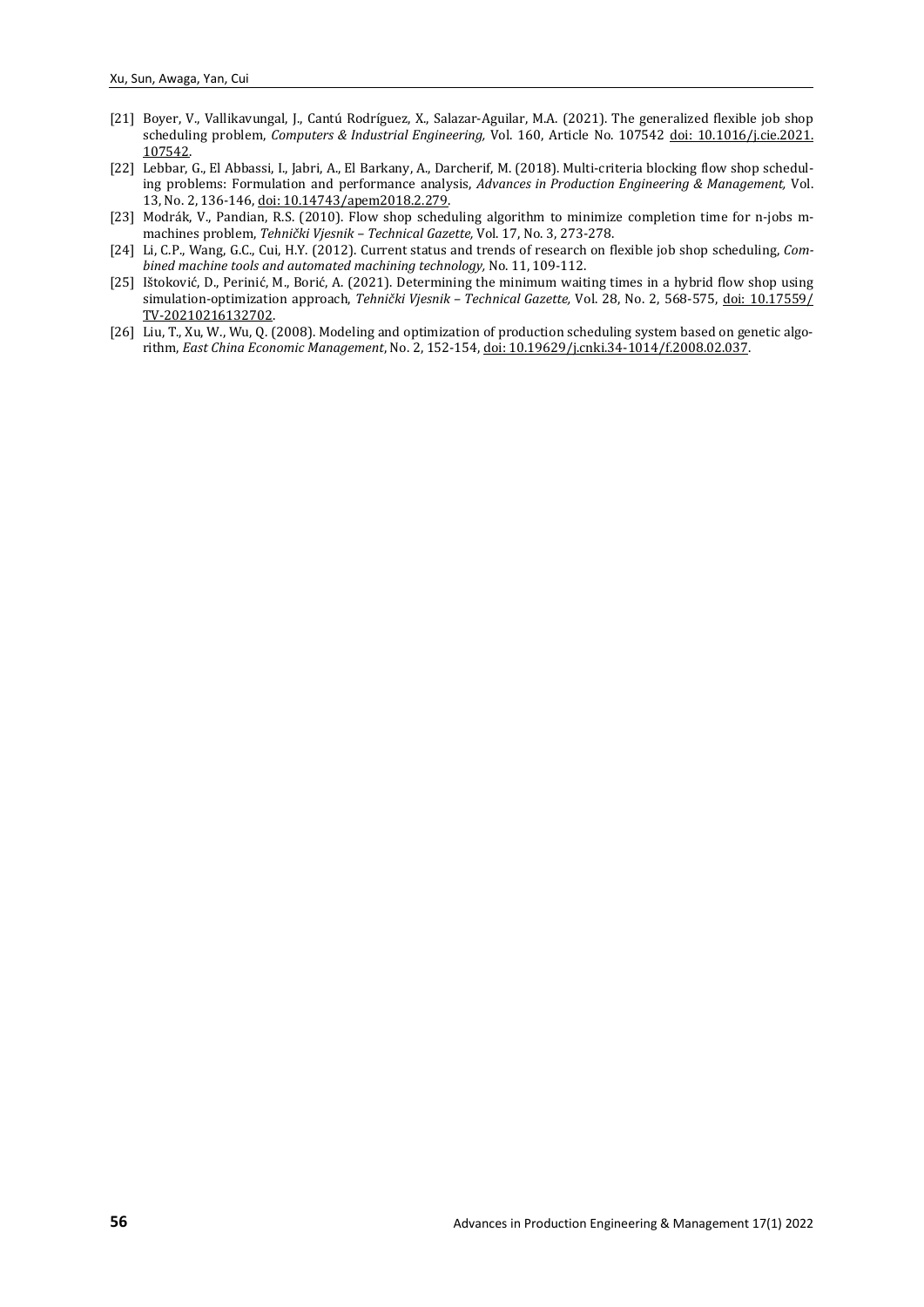[21] Boyer, V., Vallikavungal, J., Cantú Rodríguez, X., Salazar-Aguilar, M.A. (2021). The generalized flexible job shop scheduling problem, *Computers & Industrial Engineering,* Vol. 160, Article No. 107542 doi: 10.1016/j.cie.2021.107542.

[22] Lebbar, G., El Abbassi, I., Jabri, A., El Barkany, A., Darcherif, M. (2018). Multi-criteria blocking flow shop scheduling problems: Formulation and performance analysis, *Advances in Production Engineering & Management,* Vol. 13, No. 2, 136-146, doi: 10.14743/apem2018.2.279.

[23] Modrák, V., Pandian, R.S. (2010). Flow shop scheduling algorithm to minimize completion time for n-jobs m-machines problem, *Tehnički Vjesnik – Technical Gazette,* Vol. 17, No. 3, 273-278.

[24] Li, C.P., Wang, G.C., Cui, H.Y. (2012). Current status and trends of research on flexible job shop scheduling, *Combined machine tools and automated machining technology,* No. 11, 109-112.

[25] Ištoković, D., Perinić, M., Borić, A. (2021). Determining the minimum waiting times in a hybrid flow shop using simulation-optimization approach, *Tehnički Vjesnik – Technical Gazette,* Vol. 28, No. 2, 568-575, doi: 10.17559/TV-20210216132702.

[26] Liu, T., Xu, W., Wu, Q. (2008). Modeling and optimization of production scheduling system based on genetic algorithm, *East China Economic Management*, No. 2, 152-154, doi: 10.19629/j.cnki.34-1014/f.2008.02.037.